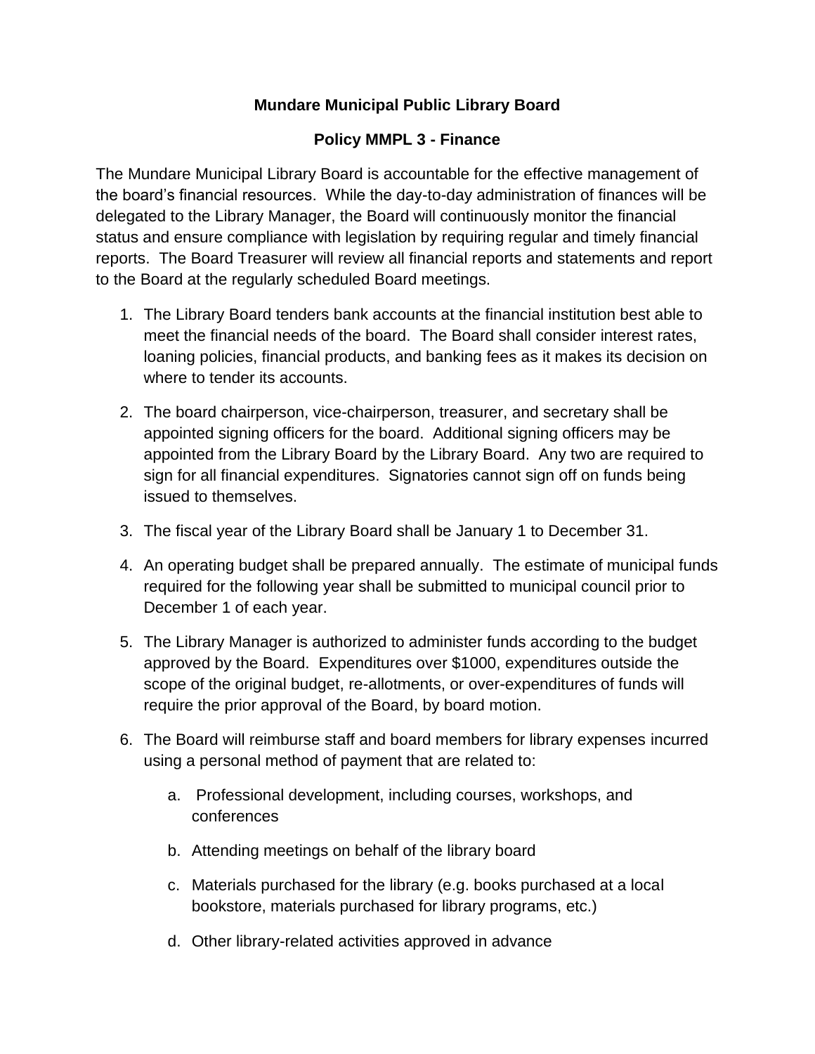# Mundare Municipal Public Library Board

## Policy MMPL 3 - Finance

The Mundare Municipal Library Board is accountable for the effective management of the board's financial resources. While the day-to-day administration of finances will be delegated to the Library Manager, the Board will continuously monitor the financial status and ensure compliance with legislation by requiring regular and timely financial reports. The Board Treasurer will review all financial reports and statements and report to the Board at the regularly scheduled Board meetings.

1. The Library Board tenders bank accounts at the financial institution best able to meet the financial needs of the board. The Board shall consider interest rates, loaning policies, financial products, and banking fees as it makes its decision on where to tender its accounts.
2. The board chairperson, vice-chairperson, treasurer, and secretary shall be appointed signing officers for the board. Additional signing officers may be appointed from the Library Board by the Library Board. Any two are required to sign for all financial expenditures. Signatories cannot sign off on funds being issued to themselves.
3. The fiscal year of the Library Board shall be January 1 to December 31.
4. An operating budget shall be prepared annually. The estimate of municipal funds required for the following year shall be submitted to municipal council prior to December 1 of each year.
5. The Library Manager is authorized to administer funds according to the budget approved by the Board. Expenditures over $1000, expenditures outside the scope of the original budget, re-allotments, or over-expenditures of funds will require the prior approval of the Board, by board motion.
6. The Board will reimburse staff and board members for library expenses incurred using a personal method of payment that are related to:
   a. Professional development, including courses, workshops, and conferences
   b. Attending meetings on behalf of the library board
   c. Materials purchased for the library (e.g. books purchased at a local bookstore, materials purchased for library programs, etc.)
   d. Other library-related activities approved in advance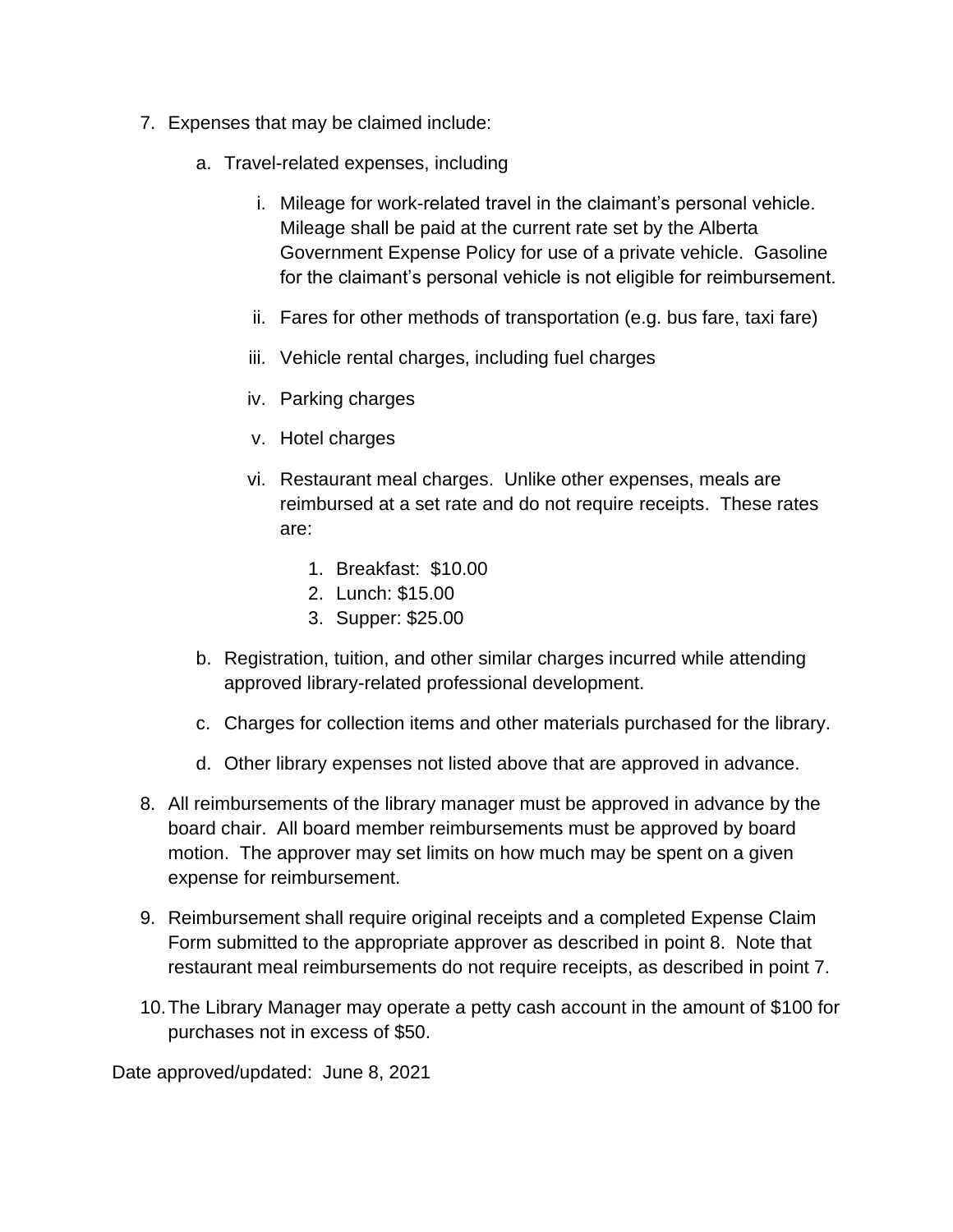7. Expenses that may be claimed include:

    a. Travel-related expenses, including

        i. Mileage for work-related travel in the claimant's personal vehicle. Mileage shall be paid at the current rate set by the Alberta Government Expense Policy for use of a private vehicle. Gasoline for the claimant's personal vehicle is not eligible for reimbursement.

        ii. Fares for other methods of transportation (e.g. bus fare, taxi fare)

        iii. Vehicle rental charges, including fuel charges

        iv. Parking charges

        v. Hotel charges

        vi. Restaurant meal charges. Unlike other expenses, meals are reimbursed at a set rate and do not require receipts. These rates are:

            1. Breakfast: $10.00
            2. Lunch: $15.00
            3. Supper: $25.00

    b. Registration, tuition, and other similar charges incurred while attending approved library-related professional development.

    c. Charges for collection items and other materials purchased for the library.

    d. Other library expenses not listed above that are approved in advance.

8. All reimbursements of the library manager must be approved in advance by the board chair. All board member reimbursements must be approved by board motion. The approver may set limits on how much may be spent on a given expense for reimbursement.

9. Reimbursement shall require original receipts and a completed Expense Claim Form submitted to the appropriate approver as described in point 8. Note that restaurant meal reimbursements do not require receipts, as described in point 7.

10. The Library Manager may operate a petty cash account in the amount of $100 for purchases not in excess of $50.

Date approved/updated: June 8, 2021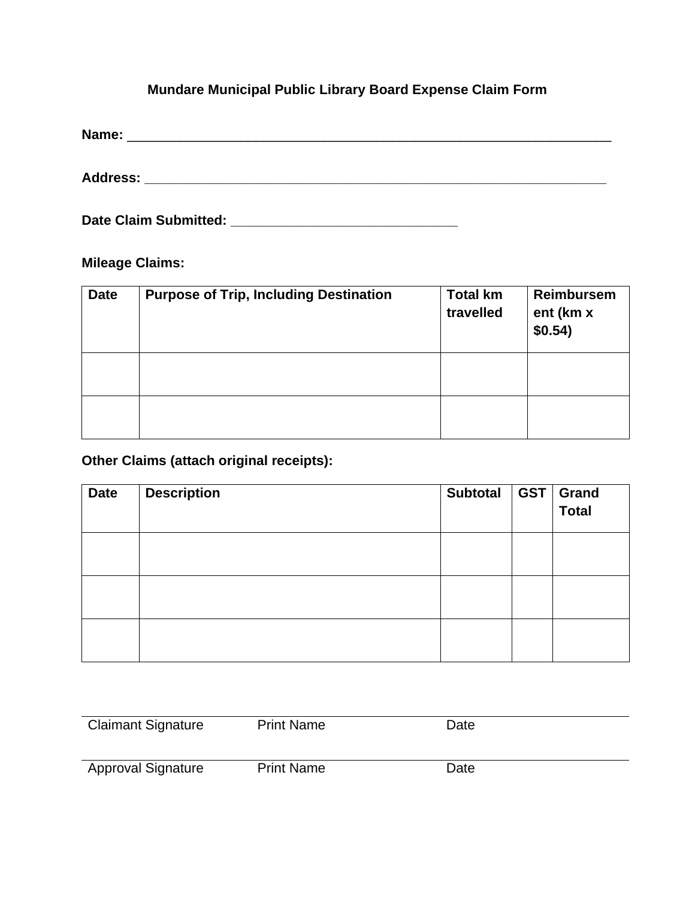## Mundare Municipal Public Library Board Expense Claim Form

**Name:** ___________________________________________________________________

**Address:** _________________________________________________________________

**Date Claim Submitted:** _______________________________

**Mileage Claims:**

| Date | Purpose of Trip, Including Destination | Total km travelled | Reimbursement (km x $0.54) |
|---|---|---|---|
| | | | |
| | | | |

**Other Claims (attach original receipts):**

| Date | Description | Subtotal | GST | Grand Total |
|---|---|---|---|---|
| | | | | |
| | | | | |
| | | | | |

Claimant Signature    Print Name    Date

Approval Signature    Print Name    Date